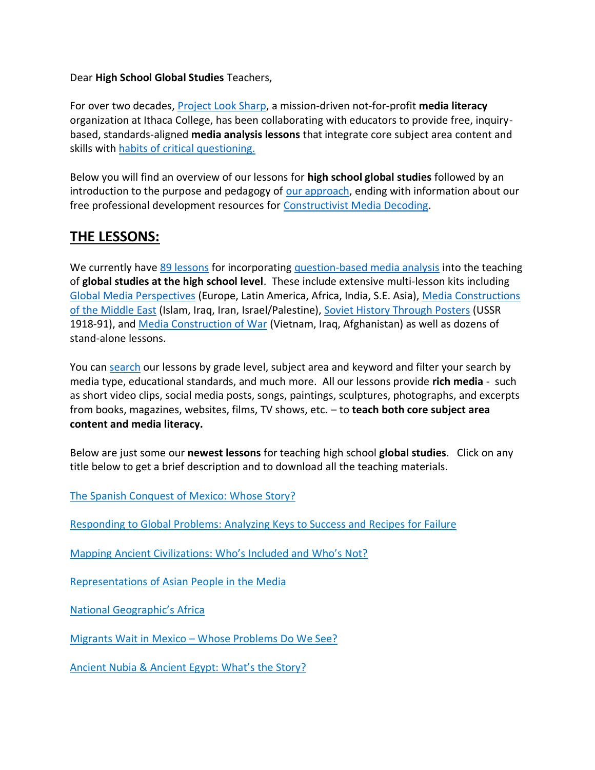Dear **High School Global Studies** Teachers,

For over two decades, Project Look Sharp, a mission-driven not-for-profit **media literacy** organization at Ithaca College, has been collaborating with educators to provide free, inquiry-based, standards-aligned **media analysis lessons** that integrate core subject area content and skills with habits of critical questioning.

Below you will find an overview of our lessons for **high school global studies** followed by an introduction to the purpose and pedagogy of our approach, ending with information about our free professional development resources for Constructivist Media Decoding.

## THE LESSONS:

We currently have 89 lessons for incorporating question-based media analysis into the teaching of **global studies at the high school level**. These include extensive multi-lesson kits including Global Media Perspectives (Europe, Latin America, Africa, India, S.E. Asia), Media Constructions of the Middle East (Islam, Iraq, Iran, Israel/Palestine), Soviet History Through Posters (USSR 1918-91), and Media Construction of War (Vietnam, Iraq, Afghanistan) as well as dozens of stand-alone lessons.

You can search our lessons by grade level, subject area and keyword and filter your search by media type, educational standards, and much more. All our lessons provide **rich media** - such as short video clips, social media posts, songs, paintings, sculptures, photographs, and excerpts from books, magazines, websites, films, TV shows, etc. – to **teach both core subject area content and media literacy.**

Below are just some our **newest lessons** for teaching high school **global studies**. Click on any title below to get a brief description and to download all the teaching materials.

The Spanish Conquest of Mexico: Whose Story?

Responding to Global Problems: Analyzing Keys to Success and Recipes for Failure

Mapping Ancient Civilizations: Who's Included and Who's Not?

Representations of Asian People in the Media

National Geographic's Africa

Migrants Wait in Mexico – Whose Problems Do We See?

Ancient Nubia & Ancient Egypt: What's the Story?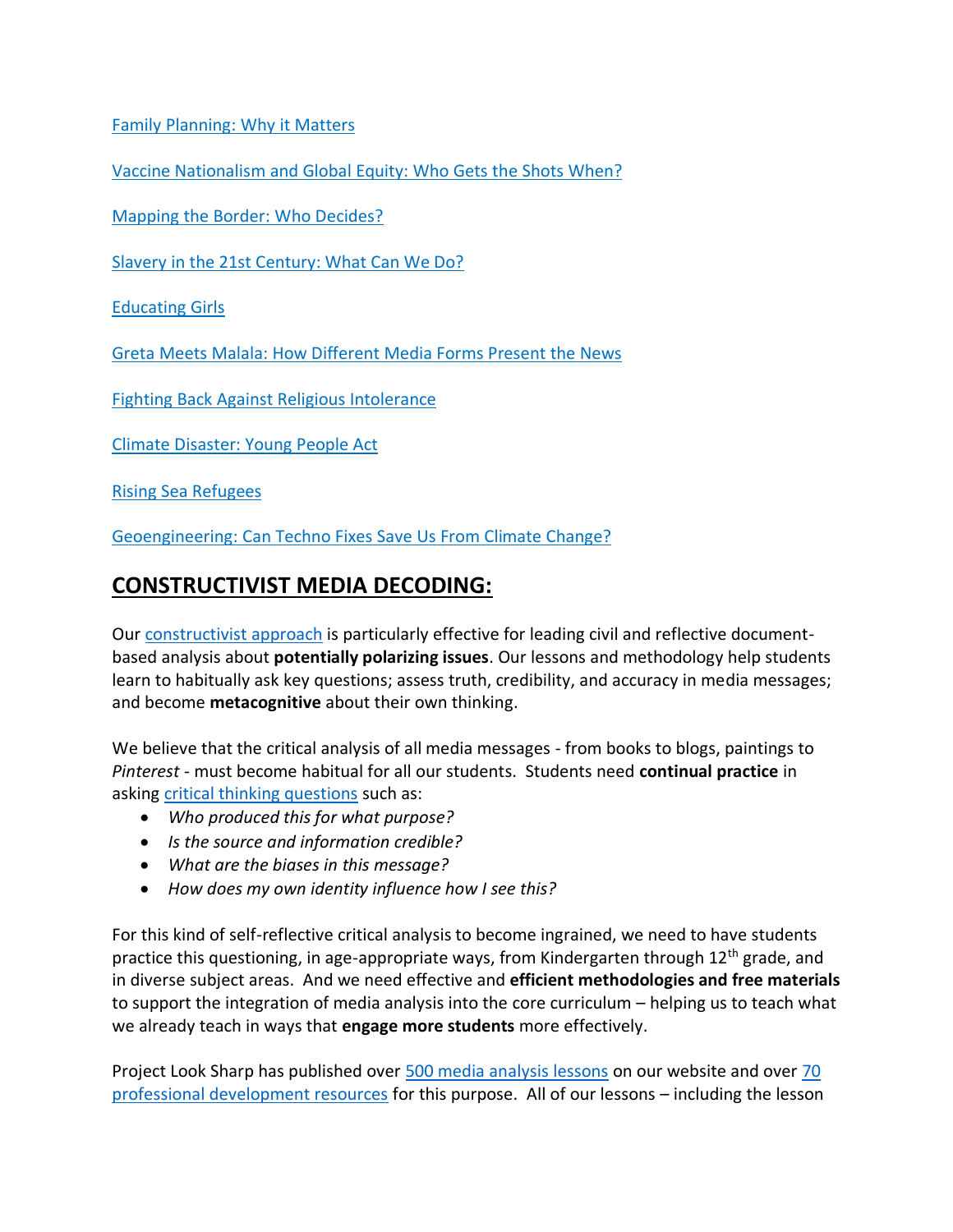[Family Planning: Why it Matters]

[Vaccine Nationalism and Global Equity: Who Gets the Shots When?]

[Mapping the Border: Who Decides?]

[Slavery in the 21st Century: What Can We Do?]

[Educating Girls]

[Greta Meets Malala: How Different Media Forms Present the News]

[Fighting Back Against Religious Intolerance]

[Climate Disaster: Young People Act]

[Rising Sea Refugees]

[Geoengineering: Can Techno Fixes Save Us From Climate Change?]

## CONSTRUCTIVIST MEDIA DECODING:

Our [constructivist approach] is particularly effective for leading civil and reflective document-based analysis about **potentially polarizing issues**. Our lessons and methodology help students learn to habitually ask key questions; assess truth, credibility, and accuracy in media messages; and become **metacognitive** about their own thinking.

We believe that the critical analysis of all media messages - from books to blogs, paintings to *Pinterest* - must become habitual for all our students. Students need **continual practice** in asking [critical thinking questions] such as:

- *Who produced this for what purpose?*
- *Is the source and information credible?*
- *What are the biases in this message?*
- *How does my own identity influence how I see this?*

For this kind of self-reflective critical analysis to become ingrained, we need to have students practice this questioning, in age-appropriate ways, from Kindergarten through 12th grade, and in diverse subject areas. And we need effective and **efficient methodologies and free materials** to support the integration of media analysis into the core curriculum – helping us to teach what we already teach in ways that **engage more students** more effectively.

Project Look Sharp has published over [500 media analysis lessons] on our website and over [70 professional development resources] for this purpose. All of our lessons – including the lesson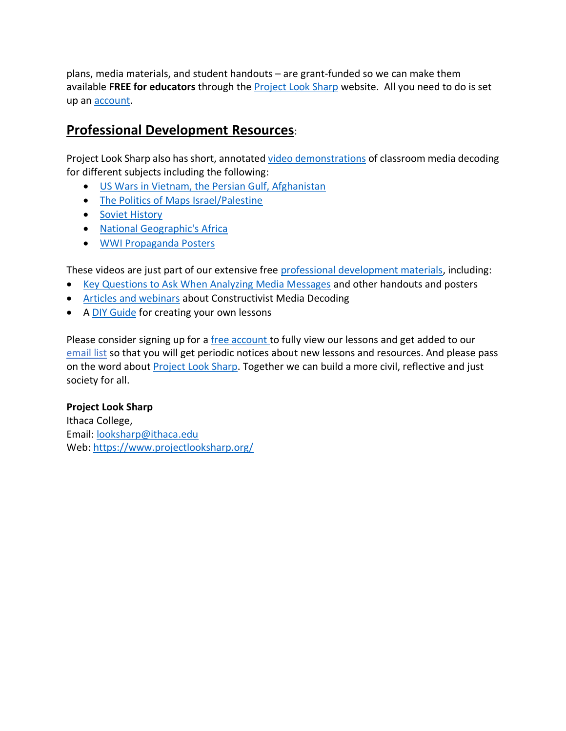plans, media materials, and student handouts – are grant-funded so we can make them available **FREE for educators** through the Project Look Sharp website. All you need to do is set up an account.

## Professional Development Resources:

Project Look Sharp also has short, annotated video demonstrations of classroom media decoding for different subjects including the following:

- US Wars in Vietnam, the Persian Gulf, Afghanistan
- The Politics of Maps Israel/Palestine
- Soviet History
- National Geographic's Africa
- WWI Propaganda Posters

These videos are just part of our extensive free professional development materials, including:

- Key Questions to Ask When Analyzing Media Messages and other handouts and posters
- Articles and webinars about Constructivist Media Decoding
- A DIY Guide for creating your own lessons

Please consider signing up for a free account to fully view our lessons and get added to our email list so that you will get periodic notices about new lessons and resources. And please pass on the word about Project Look Sharp. Together we can build a more civil, reflective and just society for all.

**Project Look Sharp**
Ithaca College,
Email: looksharp@ithaca.edu
Web: https://www.projectlooksharp.org/